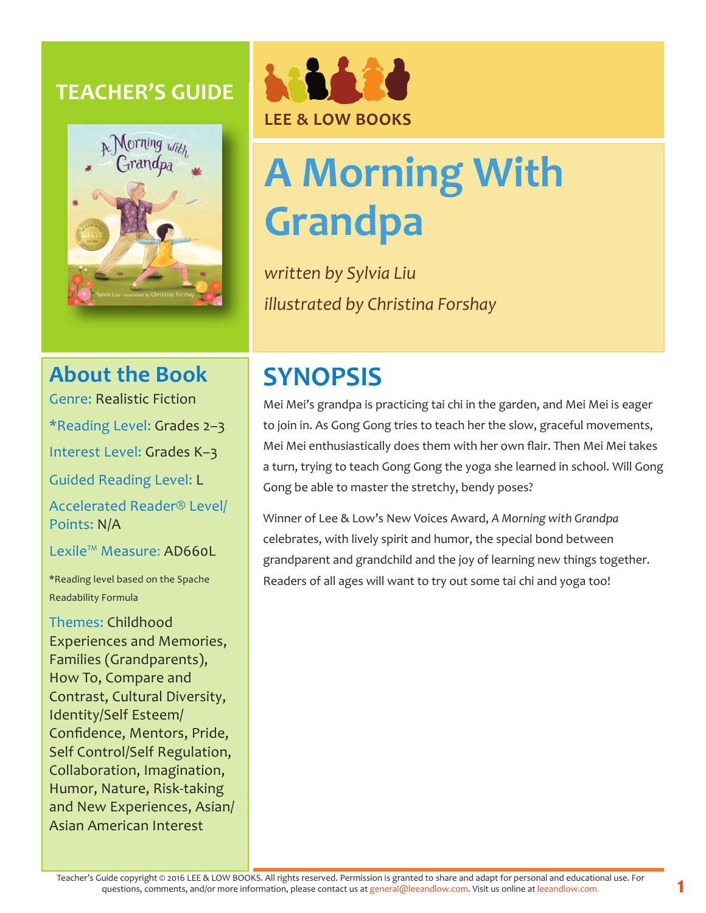## TEACHER'S GUIDE

LEE & LOW BOOKS

# A Morning With Grandpa

*written by Sylvia Liu*

*illustrated by Christina Forshay*

## About the Book

Genre: Realistic Fiction

*Reading Level: Grades 2–3

Interest Level: Grades K–3

Guided Reading Level: L

Accelerated Reader® Level/ Points: N/A

Lexile™ Measure: AD660L

*Reading level based on the Spache Readability Formula

Themes: Childhood Experiences and Memories, Families (Grandparents), How To, Compare and Contrast, Cultural Diversity, Identity/Self Esteem/ Confidence, Mentors, Pride, Self Control/Self Regulation, Collaboration, Imagination, Humor, Nature, Risk-taking and New Experiences, Asian/ Asian American Interest

## SYNOPSIS

Mei Mei's grandpa is practicing tai chi in the garden, and Mei Mei is eager to join in. As Gong Gong tries to teach her the slow, graceful movements, Mei Mei enthusiastically does them with her own flair. Then Mei Mei takes a turn, trying to teach Gong Gong the yoga she learned in school. Will Gong Gong be able to master the stretchy, bendy poses?

Winner of Lee & Low's New Voices Award, *A Morning with Grandpa* celebrates, with lively spirit and humor, the special bond between grandparent and grandchild and the joy of learning new things together. Readers of all ages will want to try out some tai chi and yoga too!

Teacher's Guide copyright © 2016 LEE & LOW BOOKS. All rights reserved. Permission is granted to share and adapt for personal and educational use. For questions, comments, and/or more information, please contact us at general@leeandlow.com. Visit us online at leeandlow.com.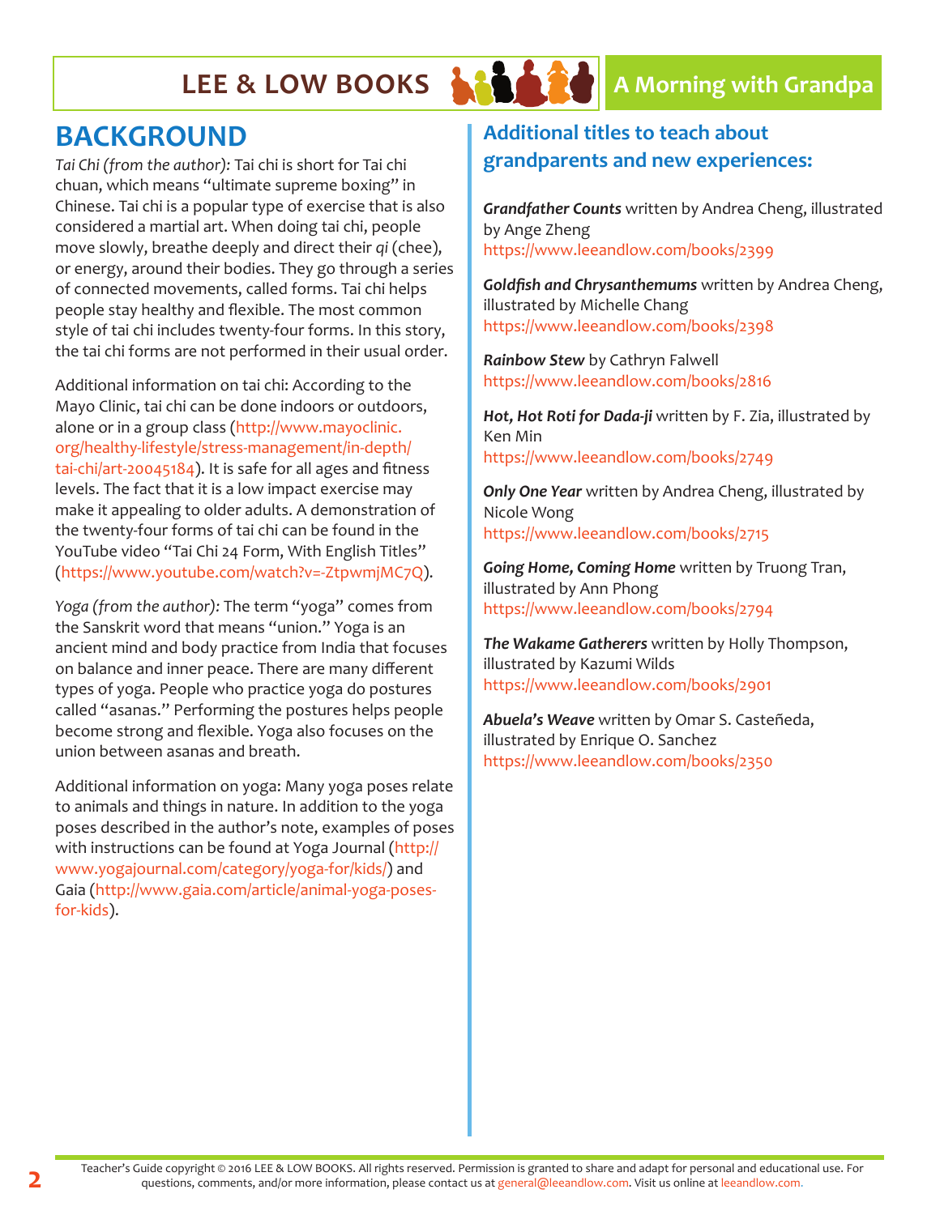## BACKGROUND

*Tai Chi (from the author):* Tai chi is short for Tai chi chuan, which means "ultimate supreme boxing" in Chinese. Tai chi is a popular type of exercise that is also considered a martial art. When doing tai chi, people move slowly, breathe deeply and direct their *qi* (chee), or energy, around their bodies. They go through a series of connected movements, called forms. Tai chi helps people stay healthy and flexible. The most common style of tai chi includes twenty-four forms. In this story, the tai chi forms are not performed in their usual order.

Additional information on tai chi: According to the Mayo Clinic, tai chi can be done indoors or outdoors, alone or in a group class (http://www.mayoclinic.org/healthy-lifestyle/stress-management/in-depth/tai-chi/art-20045184). It is safe for all ages and fitness levels. The fact that it is a low impact exercise may make it appealing to older adults. A demonstration of the twenty-four forms of tai chi can be found in the YouTube video "Tai Chi 24 Form, With English Titles" (https://www.youtube.com/watch?v=-ZtpwmjMC7Q).

*Yoga (from the author):* The term "yoga" comes from the Sanskrit word that means "union." Yoga is an ancient mind and body practice from India that focuses on balance and inner peace. There are many different types of yoga. People who practice yoga do postures called "asanas." Performing the postures helps people become strong and flexible. Yoga also focuses on the union between asanas and breath.

Additional information on yoga: Many yoga poses relate to animals and things in nature. In addition to the yoga poses described in the author's note, examples of poses with instructions can be found at Yoga Journal (http://www.yogajournal.com/category/yoga-for/kids/) and Gaia (http://www.gaia.com/article/animal-yoga-poses-for-kids).

## Additional titles to teach about grandparents and new experiences:

***Grandfather Counts*** written by Andrea Cheng, illustrated by Ange Zheng
https://www.leeandlow.com/books/2399

***Goldfish and Chrysanthemums*** written by Andrea Cheng, illustrated by Michelle Chang
https://www.leeandlow.com/books/2398

***Rainbow Stew*** by Cathryn Falwell
https://www.leeandlow.com/books/2816

***Hot, Hot Roti for Dada-ji*** written by F. Zia, illustrated by Ken Min
https://www.leeandlow.com/books/2749

***Only One Year*** written by Andrea Cheng, illustrated by Nicole Wong
https://www.leeandlow.com/books/2715

***Going Home, Coming Home*** written by Truong Tran, illustrated by Ann Phong
https://www.leeandlow.com/books/2794

***The Wakame Gatherers*** written by Holly Thompson, illustrated by Kazumi Wilds
https://www.leeandlow.com/books/2901

***Abuela's Weave*** written by Omar S. Casteñeda, illustrated by Enrique O. Sanchez
https://www.leeandlow.com/books/2350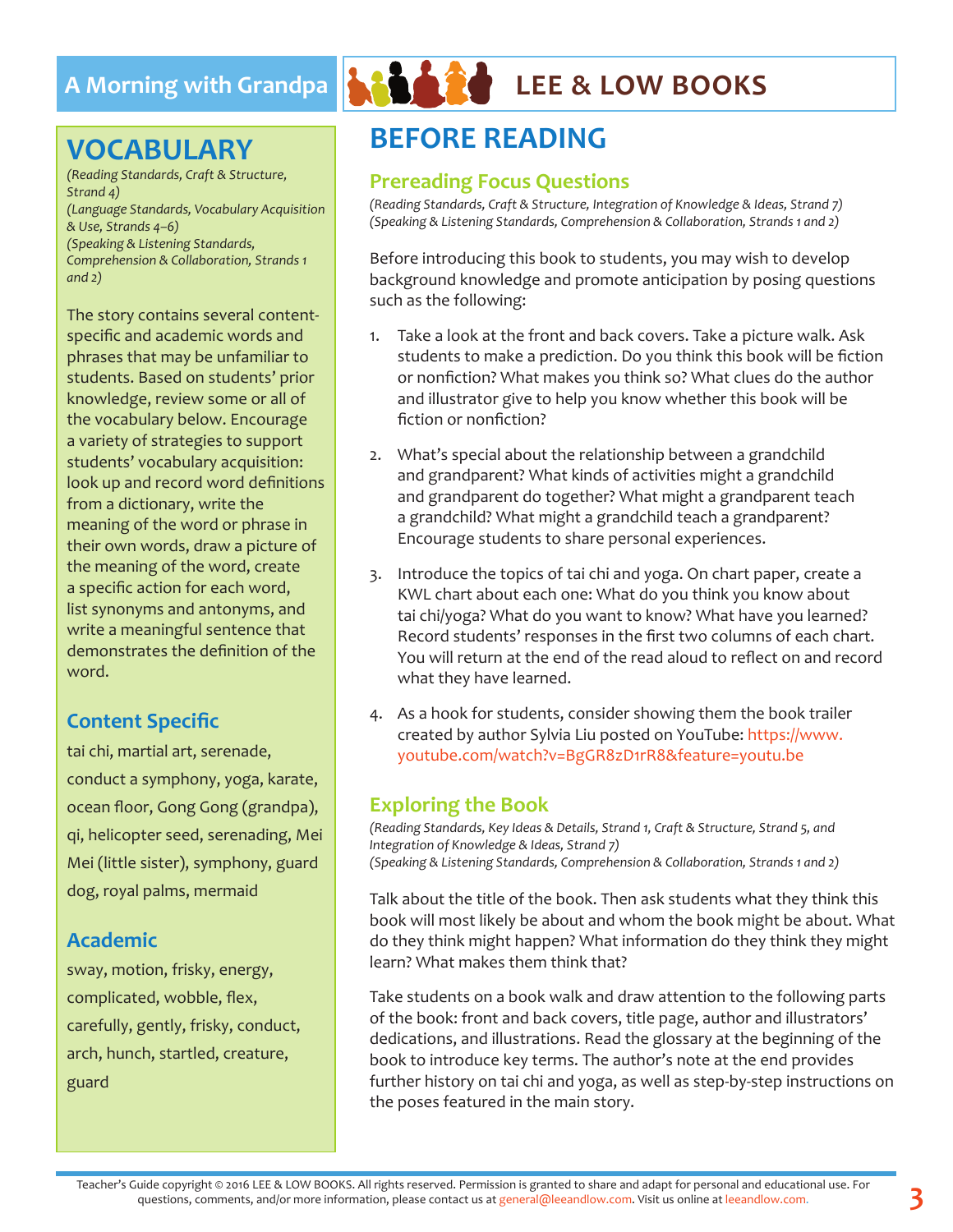## VOCABULARY

*(Reading Standards, Craft & Structure, Strand 4)*
*(Language Standards, Vocabulary Acquisition & Use, Strands 4–6)*
*(Speaking & Listening Standards, Comprehension & Collaboration, Strands 1 and 2)*

The story contains several content-specific and academic words and phrases that may be unfamiliar to students. Based on students' prior knowledge, review some or all of the vocabulary below. Encourage a variety of strategies to support students' vocabulary acquisition: look up and record word definitions from a dictionary, write the meaning of the word or phrase in their own words, draw a picture of the meaning of the word, create a specific action for each word, list synonyms and antonyms, and write a meaningful sentence that demonstrates the definition of the word.

### Content Specific

tai chi, martial art, serenade, conduct a symphony, yoga, karate, ocean floor, Gong Gong (grandpa), qi, helicopter seed, serenading, Mei Mei (little sister), symphony, guard dog, royal palms, mermaid

### Academic

sway, motion, frisky, energy, complicated, wobble, flex, carefully, gently, frisky, conduct, arch, hunch, startled, creature, guard

## BEFORE READING

### Prereading Focus Questions

*(Reading Standards, Craft & Structure, Integration of Knowledge & Ideas, Strand 7)*
*(Speaking & Listening Standards, Comprehension & Collaboration, Strands 1 and 2)*

Before introducing this book to students, you may wish to develop background knowledge and promote anticipation by posing questions such as the following:

1. Take a look at the front and back covers. Take a picture walk. Ask students to make a prediction. Do you think this book will be fiction or nonfiction? What makes you think so? What clues do the author and illustrator give to help you know whether this book will be fiction or nonfiction?

2. What's special about the relationship between a grandchild and grandparent? What kinds of activities might a grandchild and grandparent do together? What might a grandparent teach a grandchild? What might a grandchild teach a grandparent? Encourage students to share personal experiences.

3. Introduce the topics of tai chi and yoga. On chart paper, create a KWL chart about each one: What do you think you know about tai chi/yoga? What do you want to know? What have you learned? Record students' responses in the first two columns of each chart. You will return at the end of the read aloud to reflect on and record what they have learned.

4. As a hook for students, consider showing them the book trailer created by author Sylvia Liu posted on YouTube: https://www.youtube.com/watch?v=BgGR8zD1rR8&feature=youtu.be

### Exploring the Book

*(Reading Standards, Key Ideas & Details, Strand 1, Craft & Structure, Strand 5, and Integration of Knowledge & Ideas, Strand 7)*
*(Speaking & Listening Standards, Comprehension & Collaboration, Strands 1 and 2)*

Talk about the title of the book. Then ask students what they think this book will most likely be about and whom the book might be about. What do they think might happen? What information do they think they might learn? What makes them think that?

Take students on a book walk and draw attention to the following parts of the book: front and back covers, title page, author and illustrators' dedications, and illustrations. Read the glossary at the beginning of the book to introduce key terms. The author's note at the end provides further history on tai chi and yoga, as well as step-by-step instructions on the poses featured in the main story.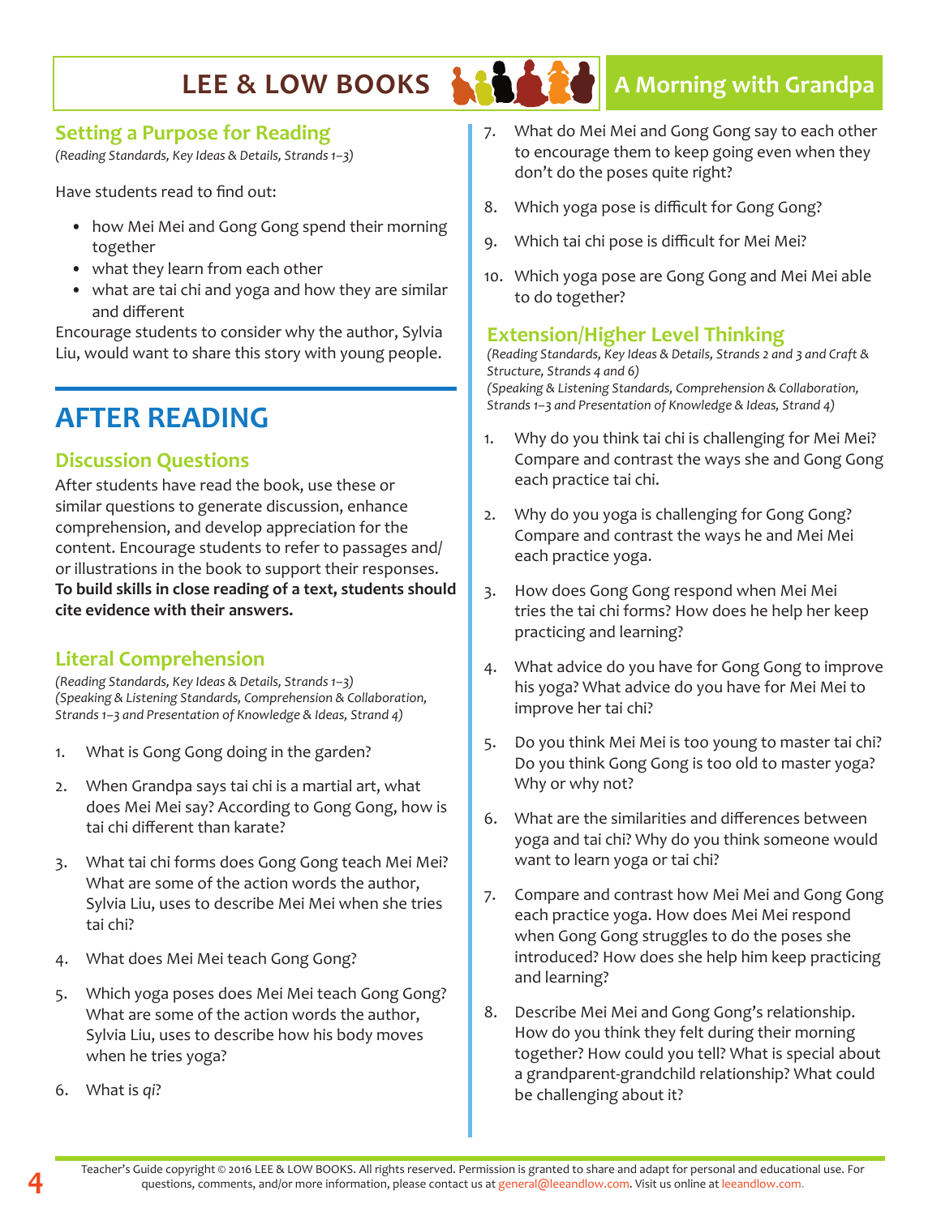## Setting a Purpose for Reading

*(Reading Standards, Key Ideas & Details, Strands 1–3)*

Have students read to find out:

- how Mei Mei and Gong Gong spend their morning together
- what they learn from each other
- what are tai chi and yoga and how they are similar and different

Encourage students to consider why the author, Sylvia Liu, would want to share this story with young people.

# AFTER READING

## Discussion Questions

After students have read the book, use these or similar questions to generate discussion, enhance comprehension, and develop appreciation for the content. Encourage students to refer to passages and/or illustrations in the book to support their responses. **To build skills in close reading of a text, students should cite evidence with their answers.**

## Literal Comprehension

*(Reading Standards, Key Ideas & Details, Strands 1–3)*
*(Speaking & Listening Standards, Comprehension & Collaboration, Strands 1–3 and Presentation of Knowledge & Ideas, Strand 4)*

1. What is Gong Gong doing in the garden?
2. When Grandpa says tai chi is a martial art, what does Mei Mei say? According to Gong Gong, how is tai chi different than karate?
3. What tai chi forms does Gong Gong teach Mei Mei? What are some of the action words the author, Sylvia Liu, uses to describe Mei Mei when she tries tai chi?
4. What does Mei Mei teach Gong Gong?
5. Which yoga poses does Mei Mei teach Gong Gong? What are some of the action words the author, Sylvia Liu, uses to describe how his body moves when he tries yoga?
6. What is *qi*?
7. What do Mei Mei and Gong Gong say to each other to encourage them to keep going even when they don't do the poses quite right?
8. Which yoga pose is difficult for Gong Gong?
9. Which tai chi pose is difficult for Mei Mei?
10. Which yoga pose are Gong Gong and Mei Mei able to do together?

## Extension/Higher Level Thinking

*(Reading Standards, Key Ideas & Details, Strands 2 and 3 and Craft & Structure, Strands 4 and 6)*
*(Speaking & Listening Standards, Comprehension & Collaboration, Strands 1–3 and Presentation of Knowledge & Ideas, Strand 4)*

1. Why do you think tai chi is challenging for Mei Mei? Compare and contrast the ways she and Gong Gong each practice tai chi.
2. Why do you yoga is challenging for Gong Gong? Compare and contrast the ways he and Mei Mei each practice yoga.
3. How does Gong Gong respond when Mei Mei tries the tai chi forms? How does he help her keep practicing and learning?
4. What advice do you have for Gong Gong to improve his yoga? What advice do you have for Mei Mei to improve her tai chi?
5. Do you think Mei Mei is too young to master tai chi? Do you think Gong Gong is too old to master yoga? Why or why not?
6. What are the similarities and differences between yoga and tai chi? Why do you think someone would want to learn yoga or tai chi?
7. Compare and contrast how Mei Mei and Gong Gong each practice yoga. How does Mei Mei respond when Gong Gong struggles to do the poses she introduced? How does she help him keep practicing and learning?
8. Describe Mei Mei and Gong Gong's relationship. How do you think they felt during their morning together? How could you tell? What is special about a grandparent-grandchild relationship? What could be challenging about it?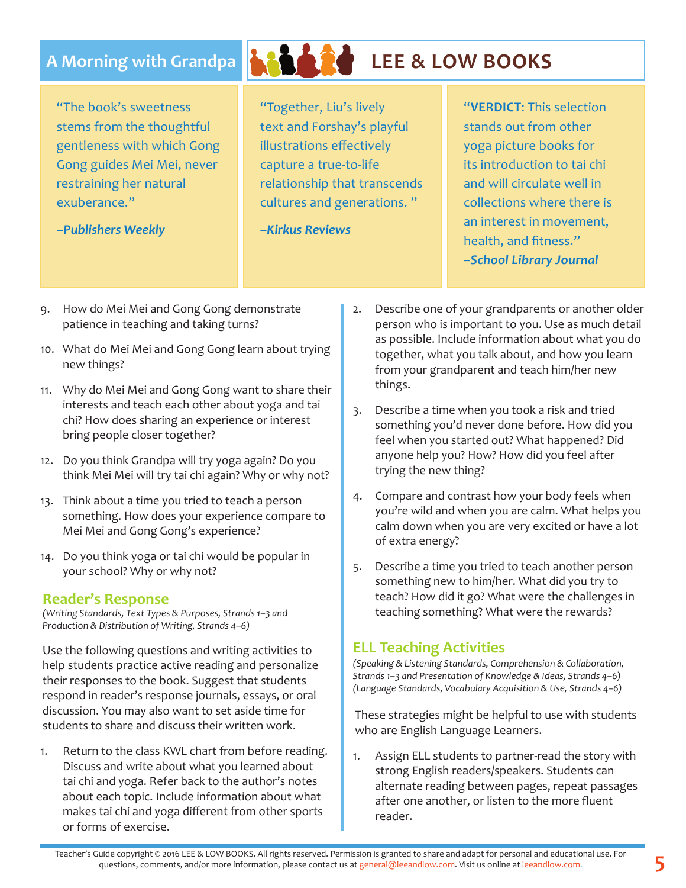"The book's sweetness stems from the thoughtful gentleness with which Gong Gong guides Mei Mei, never restraining her natural exuberance."

–***Publishers Weekly***

"Together, Liu's lively text and Forshay's playful illustrations effectively capture a true-to-life relationship that transcends cultures and generations."

–***Kirkus Reviews***

"**VERDICT**: This selection stands out from other yoga picture books for its introduction to tai chi and will circulate well in collections where there is an interest in movement, health, and fitness."

–***School Library Journal***

9. How do Mei Mei and Gong Gong demonstrate patience in teaching and taking turns?
10. What do Mei Mei and Gong Gong learn about trying new things?
11. Why do Mei Mei and Gong Gong want to share their interests and teach each other about yoga and tai chi? How does sharing an experience or interest bring people closer together?
12. Do you think Grandpa will try yoga again? Do you think Mei Mei will try tai chi again? Why or why not?
13. Think about a time you tried to teach a person something. How does your experience compare to Mei Mei and Gong Gong's experience?
14. Do you think yoga or tai chi would be popular in your school? Why or why not?

## Reader's Response

*(Writing Standards, Text Types & Purposes, Strands 1–3 and Production & Distribution of Writing, Strands 4–6)*

Use the following questions and writing activities to help students practice active reading and personalize their responses to the book. Suggest that students respond in reader's response journals, essays, or oral discussion. You may also want to set aside time for students to share and discuss their written work.

1. Return to the class KWL chart from before reading. Discuss and write about what you learned about tai chi and yoga. Refer back to the author's notes about each topic. Include information about what makes tai chi and yoga different from other sports or forms of exercise.
2. Describe one of your grandparents or another older person who is important to you. Use as much detail as possible. Include information about what you do together, what you talk about, and how you learn from your grandparent and teach him/her new things.
3. Describe a time when you took a risk and tried something you'd never done before. How did you feel when you started out? What happened? Did anyone help you? How? How did you feel after trying the new thing?
4. Compare and contrast how your body feels when you're wild and when you are calm. What helps you calm down when you are very excited or have a lot of extra energy?
5. Describe a time you tried to teach another person something new to him/her. What did you try to teach? How did it go? What were the challenges in teaching something? What were the rewards?

## ELL Teaching Activities

*(Speaking & Listening Standards, Comprehension & Collaboration, Strands 1–3 and Presentation of Knowledge & Ideas, Strands 4–6)*
*(Language Standards, Vocabulary Acquisition & Use, Strands 4–6)*

These strategies might be helpful to use with students who are English Language Learners.

1. Assign ELL students to partner-read the story with strong English readers/speakers. Students can alternate reading between pages, repeat passages after one another, or listen to the more fluent reader.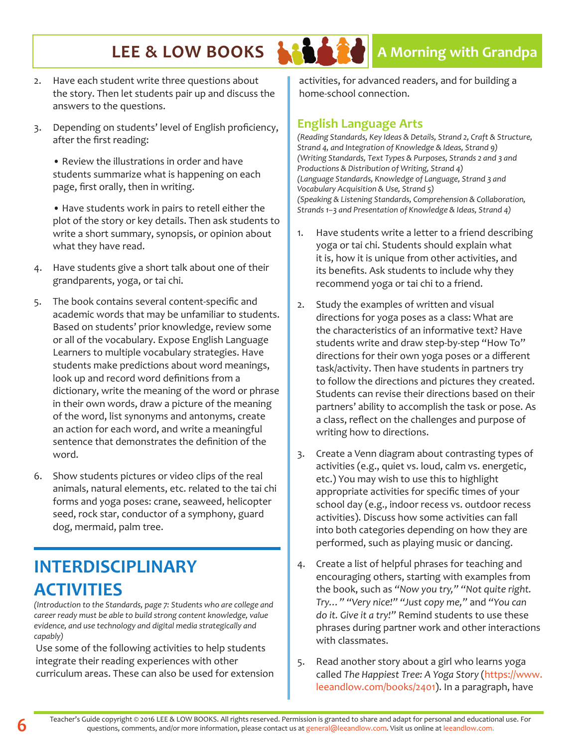2. Have each student write three questions about the story. Then let students pair up and discuss the answers to the questions.

3. Depending on students' level of English proficiency, after the first reading:

   • Review the illustrations in order and have students summarize what is happening on each page, first orally, then in writing.

   • Have students work in pairs to retell either the plot of the story or key details. Then ask students to write a short summary, synopsis, or opinion about what they have read.

4. Have students give a short talk about one of their grandparents, yoga, or tai chi.

5. The book contains several content-specific and academic words that may be unfamiliar to students. Based on students' prior knowledge, review some or all of the vocabulary. Expose English Language Learners to multiple vocabulary strategies. Have students make predictions about word meanings, look up and record word definitions from a dictionary, write the meaning of the word or phrase in their own words, draw a picture of the meaning of the word, list synonyms and antonyms, create an action for each word, and write a meaningful sentence that demonstrates the definition of the word.

6. Show students pictures or video clips of the real animals, natural elements, etc. related to the tai chi forms and yoga poses: crane, seaweed, helicopter seed, rock star, conductor of a symphony, guard dog, mermaid, palm tree.

# INTERDISCIPLINARY ACTIVITIES

*(Introduction to the Standards, page 7: Students who are college and career ready must be able to build strong content knowledge, value evidence, and use technology and digital media strategically and capably)*

Use some of the following activities to help students integrate their reading experiences with other curriculum areas. These can also be used for extension activities, for advanced readers, and for building a home-school connection.

## English Language Arts

*(Reading Standards, Key Ideas & Details, Strand 2, Craft & Structure, Strand 4, and Integration of Knowledge & Ideas, Strand 9)*
*(Writing Standards, Text Types & Purposes, Strands 2 and 3 and Productions & Distribution of Writing, Strand 4)*
*(Language Standards, Knowledge of Language, Strand 3 and Vocabulary Acquisition & Use, Strand 5)*
*(Speaking & Listening Standards, Comprehension & Collaboration, Strands 1–3 and Presentation of Knowledge & Ideas, Strand 4)*

1. Have students write a letter to a friend describing yoga or tai chi. Students should explain what it is, how it is unique from other activities, and its benefits. Ask students to include why they recommend yoga or tai chi to a friend.

2. Study the examples of written and visual directions for yoga poses as a class: What are the characteristics of an informative text? Have students write and draw step-by-step "How To" directions for their own yoga poses or a different task/activity. Then have students in partners try to follow the directions and pictures they created. Students can revise their directions based on their partners' ability to accomplish the task or pose. As a class, reflect on the challenges and purpose of writing how to directions.

3. Create a Venn diagram about contrasting types of activities (e.g., quiet vs. loud, calm vs. energetic, etc.) You may wish to use this to highlight appropriate activities for specific times of your school day (e.g., indoor recess vs. outdoor recess activities). Discuss how some activities can fall into both categories depending on how they are performed, such as playing music or dancing.

4. Create a list of helpful phrases for teaching and encouraging others, starting with examples from the book, such as *"Now you try," "Not quite right. Try…" "Very nice!" "Just copy me,"* and *"You can do it. Give it a try!"* Remind students to use these phrases during partner work and other interactions with classmates.

5. Read another story about a girl who learns yoga called *The Happiest Tree: A Yoga Story* (https://www.leeandlow.com/books/2401). In a paragraph, have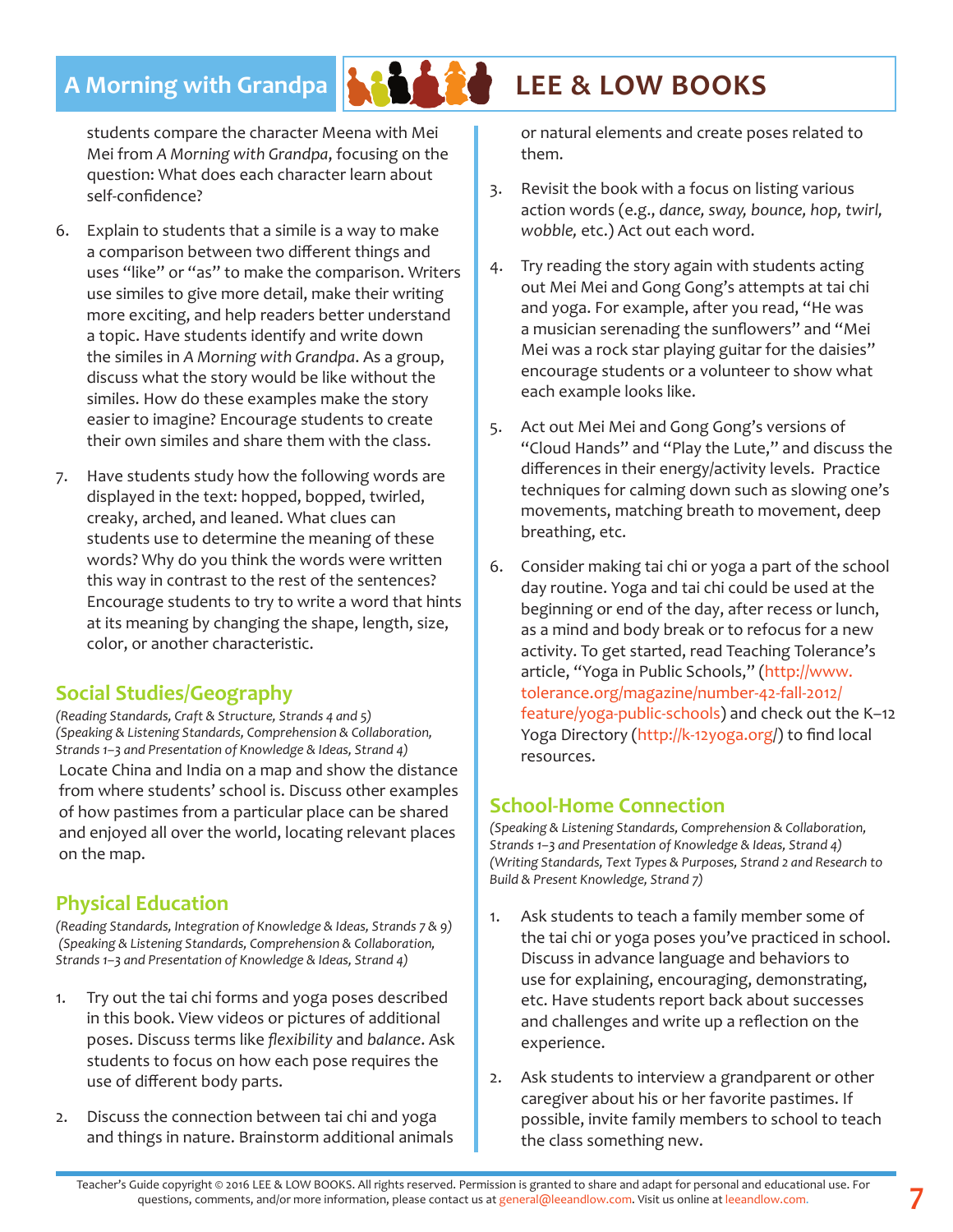students compare the character Meena with Mei Mei from *A Morning with Grandpa*, focusing on the question: What does each character learn about self-confidence?

6. Explain to students that a simile is a way to make a comparison between two different things and uses "like" or "as" to make the comparison. Writers use similes to give more detail, make their writing more exciting, and help readers better understand a topic. Have students identify and write down the similes in *A Morning with Grandpa*. As a group, discuss what the story would be like without the similes. How do these examples make the story easier to imagine? Encourage students to create their own similes and share them with the class.

7. Have students study how the following words are displayed in the text: hopped, bopped, twirled, creaky, arched, and leaned. What clues can students use to determine the meaning of these words? Why do you think the words were written this way in contrast to the rest of the sentences? Encourage students to try to write a word that hints at its meaning by changing the shape, length, size, color, or another characteristic.

## Social Studies/Geography

*(Reading Standards, Craft & Structure, Strands 4 and 5)*
*(Speaking & Listening Standards, Comprehension & Collaboration, Strands 1–3 and Presentation of Knowledge & Ideas, Strand 4)*

Locate China and India on a map and show the distance from where students' school is. Discuss other examples of how pastimes from a particular place can be shared and enjoyed all over the world, locating relevant places on the map.

## Physical Education

*(Reading Standards, Integration of Knowledge & Ideas, Strands 7 & 9)*
*(Speaking & Listening Standards, Comprehension & Collaboration, Strands 1–3 and Presentation of Knowledge & Ideas, Strand 4)*

1. Try out the tai chi forms and yoga poses described in this book. View videos or pictures of additional poses. Discuss terms like *flexibility* and *balance*. Ask students to focus on how each pose requires the use of different body parts.

2. Discuss the connection between tai chi and yoga and things in nature. Brainstorm additional animals or natural elements and create poses related to them.

3. Revisit the book with a focus on listing various action words (e.g., *dance, sway, bounce, hop, twirl, wobble,* etc.) Act out each word.

4. Try reading the story again with students acting out Mei Mei and Gong Gong's attempts at tai chi and yoga. For example, after you read, "He was a musician serenading the sunflowers" and "Mei Mei was a rock star playing guitar for the daisies" encourage students or a volunteer to show what each example looks like.

5. Act out Mei Mei and Gong Gong's versions of "Cloud Hands" and "Play the Lute," and discuss the differences in their energy/activity levels. Practice techniques for calming down such as slowing one's movements, matching breath to movement, deep breathing, etc.

6. Consider making tai chi or yoga a part of the school day routine. Yoga and tai chi could be used at the beginning or end of the day, after recess or lunch, as a mind and body break or to refocus for a new activity. To get started, read Teaching Tolerance's article, "Yoga in Public Schools," (http://www.tolerance.org/magazine/number-42-fall-2012/feature/yoga-public-schools) and check out the K–12 Yoga Directory (http://k-12yoga.org/) to find local resources.

## School-Home Connection

*(Speaking & Listening Standards, Comprehension & Collaboration, Strands 1–3 and Presentation of Knowledge & Ideas, Strand 4)*
*(Writing Standards, Text Types & Purposes, Strand 2 and Research to Build & Present Knowledge, Strand 7)*

1. Ask students to teach a family member some of the tai chi or yoga poses you've practiced in school. Discuss in advance language and behaviors to use for explaining, encouraging, demonstrating, etc. Have students report back about successes and challenges and write up a reflection on the experience.

2. Ask students to interview a grandparent or other caregiver about his or her favorite pastimes. If possible, invite family members to school to teach the class something new.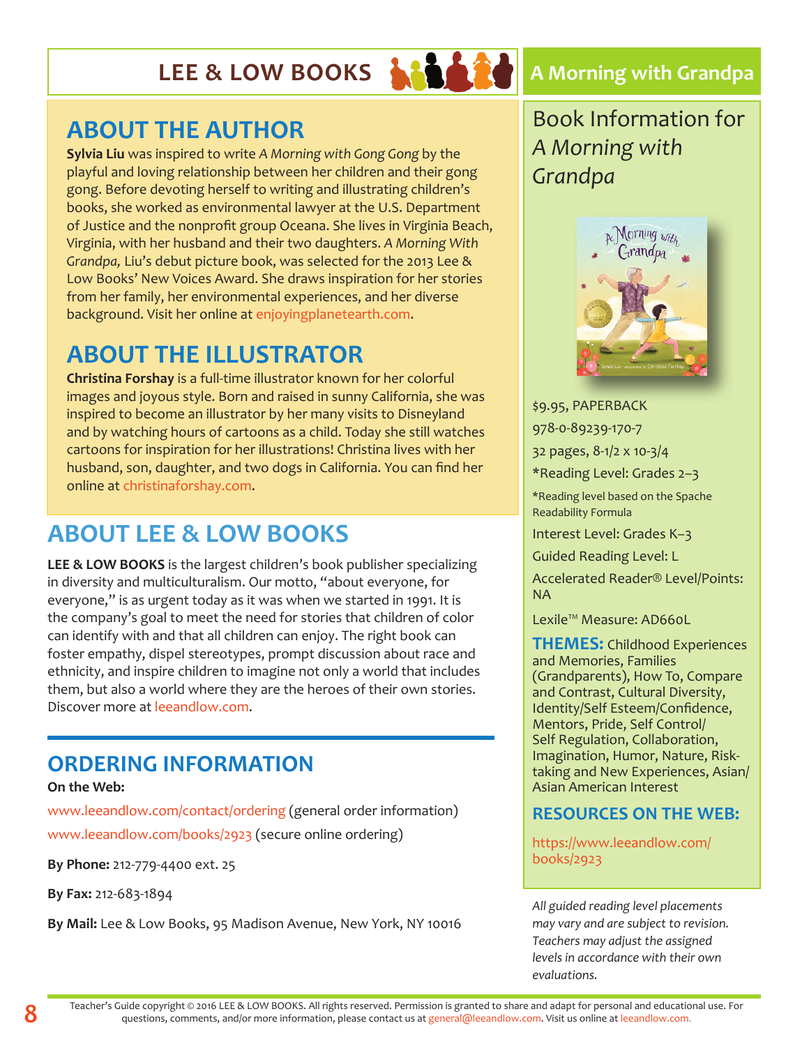# LEE & LOW BOOKS

## ABOUT THE AUTHOR

**Sylvia Liu** was inspired to write *A Morning with Gong Gong* by the playful and loving relationship between her children and their gong gong. Before devoting herself to writing and illustrating children's books, she worked as environmental lawyer at the U.S. Department of Justice and the nonprofit group Oceana. She lives in Virginia Beach, Virginia, with her husband and their two daughters. *A Morning With Grandpa,* Liu's debut picture book, was selected for the 2013 Lee & Low Books' New Voices Award. She draws inspiration for her stories from her family, her environmental experiences, and her diverse background. Visit her online at enjoyingplanetearth.com.

## ABOUT THE ILLUSTRATOR

**Christina Forshay** is a full-time illustrator known for her colorful images and joyous style. Born and raised in sunny California, she was inspired to become an illustrator by her many visits to Disneyland and by watching hours of cartoons as a child. Today she still watches cartoons for inspiration for her illustrations! Christina lives with her husband, son, daughter, and two dogs in California. You can find her online at christinaforshay.com.

## ABOUT LEE & LOW BOOKS

**LEE & LOW BOOKS** is the largest children's book publisher specializing in diversity and multiculturalism. Our motto, "about everyone, for everyone," is as urgent today as it was when we started in 1991. It is the company's goal to meet the need for stories that children of color can identify with and that all children can enjoy. The right book can foster empathy, dispel stereotypes, prompt discussion about race and ethnicity, and inspire children to imagine not only a world that includes them, but also a world where they are the heroes of their own stories. Discover more at leeandlow.com.

## ORDERING INFORMATION

**On the Web:**

www.leeandlow.com/contact/ordering (general order information)

www.leeandlow.com/books/2923 (secure online ordering)

**By Phone:** 212-779-4400 ext. 25

**By Fax:** 212-683-1894

**By Mail:** Lee & Low Books, 95 Madison Avenue, New York, NY 10016

# A Morning with Grandpa

## Book Information for *A Morning with Grandpa*

$9.95, PAPERBACK

978-0-89239-170-7

32 pages, 8-1/2 x 10-3/4

*Reading Level: Grades 2–3

*Reading level based on the Spache Readability Formula

Interest Level: Grades K–3

Guided Reading Level: L

Accelerated Reader® Level/Points: NA

Lexile™ Measure: AD660L

**THEMES:** Childhood Experiences and Memories, Families (Grandparents), How To, Compare and Contrast, Cultural Diversity, Identity/Self Esteem/Confidence, Mentors, Pride, Self Control/Self Regulation, Collaboration, Imagination, Humor, Nature, Risk-taking and New Experiences, Asian/Asian American Interest

**RESOURCES ON THE WEB:**

https://www.leeandlow.com/books/2923

*All guided reading level placements may vary and are subject to revision. Teachers may adjust the assigned levels in accordance with their own evaluations.*

Teacher's Guide copyright © 2016 LEE & LOW BOOKS. All rights reserved. Permission is granted to share and adapt for personal and educational use. For questions, comments, and/or more information, please contact us at general@leeandlow.com. Visit us online at leeandlow.com.